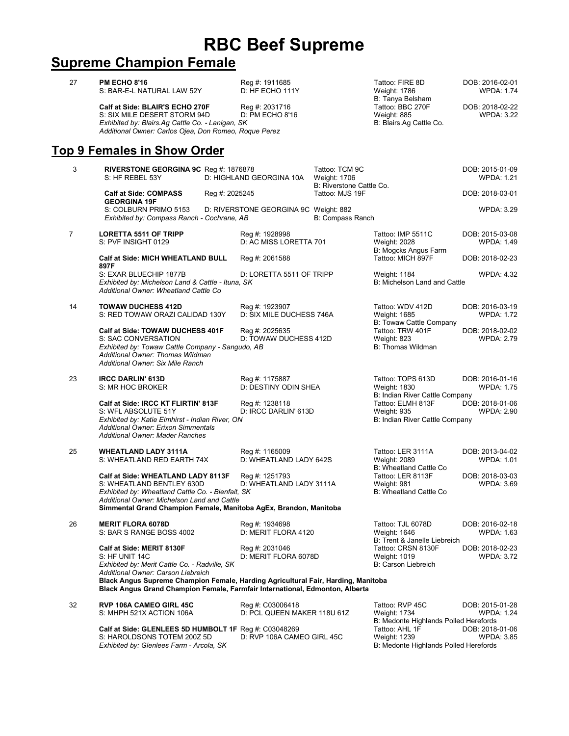# RBC Beef Supreme

## Supreme Champion Female

27 **PM ECHO 8'16** Reg #: 1911685 Tattoo: FIRE 8D DOB: 2016-02-01
S: BAR-E-L NATURAL LAW 52Y D: HF ECHO 111Y Weight: 1786 WPDA: 1.74
B: Tanya Belsham

**Calf at Side: BLAIR'S ECHO 270F** Reg #: 2031716 Tattoo: BBC 270F DOB: 2018-02-22
S: SIX MILE DESERT STORM 94D D: PM ECHO 8'16 Weight: 885 WPDA: 3.22
*Exhibited by: Blairs.Ag Cattle Co. - Lanigan, SK* B: Blairs.Ag Cattle Co.
*Additional Owner: Carlos Ojea, Don Romeo, Roque Perez*

## Top 9 Females in Show Order

3 **RIVERSTONE GEORGINA 9C** Reg #: 1876878 Tattoo: TCM 9C DOB: 2015-01-09
S: HF REBEL 53Y D: HIGHLAND GEORGINA 10A Weight: 1706 WPDA: 1.21
B: Riverstone Cattle Co.

**Calf at Side: COMPASS GEORGINA 19F** Reg #: 2025245 Tattoo: MJS 19F DOB: 2018-03-01
S: COLBURN PRIMO 5153 D: RIVERSTONE GEORGINA 9C Weight: 882 WPDA: 3.29
*Exhibited by: Compass Ranch - Cochrane, AB* B: Compass Ranch

7 **LORETTA 5511 OF TRIPP** Reg #: 1928998 Tattoo: IMP 5511C DOB: 2015-03-08
S: PVF INSIGHT 0129 D: AC MISS LORETTA 701 Weight: 2028 WPDA: 1.49
B: Mogcks Angus Farm

**Calf at Side: MICH WHEATLAND BULL 897F** Reg #: 2061588 Tattoo: MICH 897F DOB: 2018-02-23
S: EXAR BLUECHIP 1877B D: LORETTA 5511 OF TRIPP Weight: 1184 WPDA: 4.32
*Exhibited by: Michelson Land & Cattle - Ituna, SK* B: Michelson Land and Cattle
*Additional Owner: Wheatland Cattle Co*

14 **TOWAW DUCHESS 412D** Reg #: 1923907 Tattoo: WDV 412D DOB: 2016-03-19
S: RED TOWAW ORAZI CALIDAD 130Y D: SIX MILE DUCHESS 746A Weight: 1685 WPDA: 1.72
B: Towaw Cattle Company

**Calf at Side: TOWAW DUCHESS 401F** Reg #: 2025635 Tattoo: TRW 401F DOB: 2018-02-02
S: SAC CONVERSATION D: TOWAW DUCHESS 412D Weight: 823 WPDA: 2.79
*Exhibited by: Towaw Cattle Company - Sangudo, AB* B: Thomas Wildman
*Additional Owner: Thomas Wildman*
*Additional Owner: Six Mile Ranch*

23 **IRCC DARLIN' 613D** Reg #: 1175887 Tattoo: TOPS 613D DOB: 2016-01-16
S: MR HOC BROKER D: DESTINY ODIN SHEA Weight: 1830 WPDA: 1.75
B: Indian River Cattle Company

**Calf at Side: IRCC KT FLIRTIN' 813F** Reg #: 1238118 Tattoo: ELMH 813F DOB: 2018-01-06
S: WFL ABSOLUTE 51Y D: IRCC DARLIN' 613D Weight: 935 WPDA: 2.90
*Exhibited by: Katie Elmhirst - Indian River, ON* B: Indian River Cattle Company
*Additional Owner: Erixon Simmentals*
*Additional Owner: Mader Ranches*

25 **WHEATLAND LADY 3111A** Reg #: 1165009 Tattoo: LER 3111A DOB: 2013-04-02
S: WHEATLAND RED EARTH 74X D: WHEATLAND LADY 642S Weight: 2089 WPDA: 1.01
B: Wheatland Cattle Co

**Calf at Side: WHEATLAND LADY 8113F** Reg #: 1251793 Tattoo: LER 8113F DOB: 2018-03-03
S: WHEATLAND BENTLEY 630D D: WHEATLAND LADY 3111A Weight: 981 WPDA: 3.69
*Exhibited by: Wheatland Cattle Co. - Bienfait, SK* B: Wheatland Cattle Co
*Additional Owner: Michelson Land and Cattle*
**Simmental Grand Champion Female, Manitoba AgEx, Brandon, Manitoba**

26 **MERIT FLORA 6078D** Reg #: 1934698 Tattoo: TJL 6078D DOB: 2016-02-18
S: BAR S RANGE BOSS 4002 D: MERIT FLORA 4120 Weight: 1646 WPDA: 1.63
B: Trent & Janelle Liebreich

**Calf at Side: MERIT 8130F** Reg #: 2031046 Tattoo: CRSN 8130F DOB: 2018-02-23
S: HF UNIT 14C D: MERIT FLORA 6078D Weight: 1019 WPDA: 3.72
*Exhibited by: Merit Cattle Co. - Radville, SK* B: Carson Liebreich
*Additional Owner: Carson Liebreich*
**Black Angus Supreme Champion Female, Harding Agricultural Fair, Harding, Manitoba**
**Black Angus Grand Champion Female, Farmfair International, Edmonton, Alberta**

32 **RVP 106A CAMEO GIRL 45C** Reg #: C03006418 Tattoo: RVP 45C DOB: 2015-01-28
S: MHPH 521X ACTION 106A D: PCL QUEEN MAKER 118U 61Z Weight: 1734 WPDA: 1.24
B: Medonte Highlands Polled Herefords

**Calf at Side: GLENLEES 5D HUMBOLT 1F** Reg #: C03048269 Tattoo: AHL 1F DOB: 2018-01-06
S: HAROLDSONS TOTEM 200Z 5D D: RVP 106A CAMEO GIRL 45C Weight: 1239 WPDA: 3.85
*Exhibited by: Glenlees Farm - Arcola, SK* B: Medonte Highlands Polled Herefords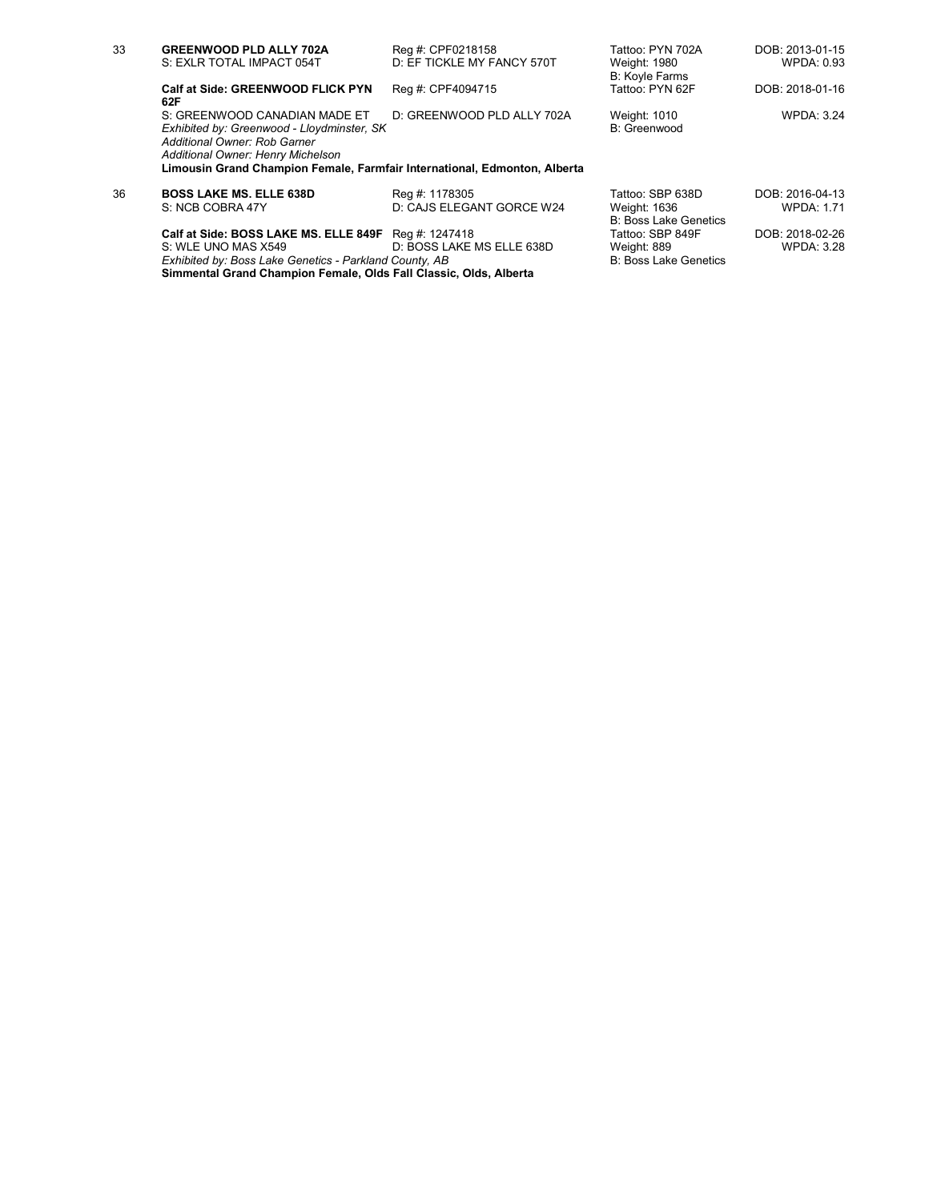33 **GREENWOOD PLD ALLY 702A** Reg #: CPF0218158 Tattoo: PYN 702A DOB: 2013-01-15
S: EXLR TOTAL IMPACT 054T D: EF TICKLE MY FANCY 570T Weight: 1980 WPDA: 0.93
B: Koyle Farms

**Calf at Side: GREENWOOD FLICK PYN 62F** Reg #: CPF4094715 Tattoo: PYN 62F DOB: 2018-01-16
S: GREENWOOD CANADIAN MADE ET D: GREENWOOD PLD ALLY 702A Weight: 1010 WPDA: 3.24
*Exhibited by: Greenwood - Lloydminster, SK* B: Greenwood
*Additional Owner: Rob Garner*
*Additional Owner: Henry Michelson*
**Limousin Grand Champion Female, Farmfair International, Edmonton, Alberta**

36 **BOSS LAKE MS. ELLE 638D** Reg #: 1178305 Tattoo: SBP 638D DOB: 2016-04-13
S: NCB COBRA 47Y D: CAJS ELEGANT GORCE W24 Weight: 1636 WPDA: 1.71
B: Boss Lake Genetics

**Calf at Side: BOSS LAKE MS. ELLE 849F** Reg #: 1247418 Tattoo: SBP 849F DOB: 2018-02-26
S: WLE UNO MAS X549 D: BOSS LAKE MS ELLE 638D Weight: 889 WPDA: 3.28
*Exhibited by: Boss Lake Genetics - Parkland County, AB* B: Boss Lake Genetics
**Simmental Grand Champion Female, Olds Fall Classic, Olds, Alberta**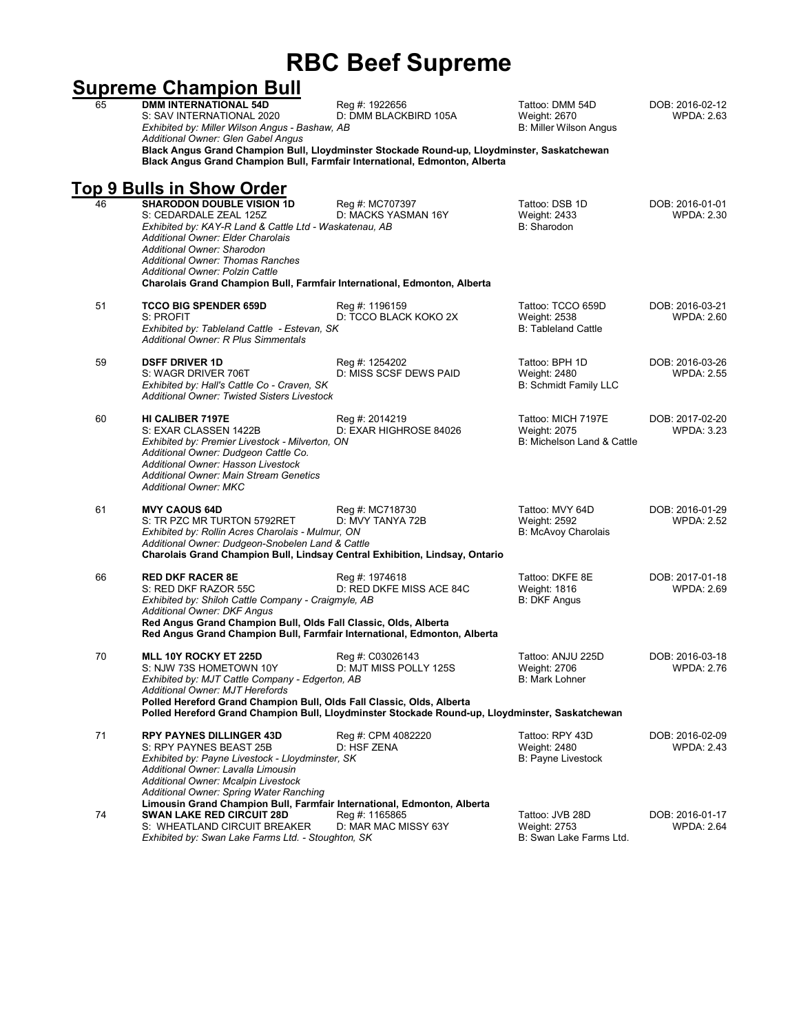# RBC Beef Supreme

## Supreme Champion Bull

65 **DMM INTERNATIONAL 54D** Reg #: 1922656 Tattoo: DMM 54D DOB: 2016-02-12
S: SAV INTERNATIONAL 2020 D: DMM BLACKBIRD 105A Weight: 2670 WPDA: 2.63
*Exhibited by: Miller Wilson Angus - Bashaw, AB* B: Miller Wilson Angus
*Additional Owner: Glen Gabel Angus*
**Black Angus Grand Champion Bull, Lloydminster Stockade Round-up, Lloydminster, Saskatchewan**
**Black Angus Grand Champion Bull, Farmfair International, Edmonton, Alberta**

## Top 9 Bulls in Show Order

46 **SHARODON DOUBLE VISION 1D** Reg #: MC707397 Tattoo: DSB 1D DOB: 2016-01-01
S: CEDARDALE ZEAL 125Z D: MACKS YASMAN 16Y Weight: 2433 WPDA: 2.30
*Exhibited by: KAY-R Land & Cattle Ltd - Waskatenau, AB* B: Sharodon
*Additional Owner: Elder Charolais*
*Additional Owner: Sharodon*
*Additional Owner: Thomas Ranches*
*Additional Owner: Polzin Cattle*
**Charolais Grand Champion Bull, Farmfair International, Edmonton, Alberta**

51 **TCCO BIG SPENDER 659D** Reg #: 1196159 Tattoo: TCCO 659D DOB: 2016-03-21
S: PROFIT D: TCCO BLACK KOKO 2X Weight: 2538 WPDA: 2.60
*Exhibited by: Tableland Cattle - Estevan, SK* B: Tableland Cattle
*Additional Owner: R Plus Simmentals*

59 **DSFF DRIVER 1D** Reg #: 1254202 Tattoo: BPH 1D DOB: 2016-03-26
S: WAGR DRIVER 706T D: MISS SCSF DEWS PAID Weight: 2480 WPDA: 2.55
*Exhibited by: Hall's Cattle Co - Craven, SK* B: Schmidt Family LLC
*Additional Owner: Twisted Sisters Livestock*

60 **HI CALIBER 7197E** Reg #: 2014219 Tattoo: MICH 7197E DOB: 2017-02-20
S: EXAR CLASSEN 1422B D: EXAR HIGHROSE 84026 Weight: 2075 WPDA: 3.23
*Exhibited by: Premier Livestock - Milverton, ON* B: Michelson Land & Cattle
*Additional Owner: Dudgeon Cattle Co.*
*Additional Owner: Hasson Livestock*
*Additional Owner: Main Stream Genetics*
*Additional Owner: MKC*

61 **MVY CAOUS 64D** Reg #: MC718730 Tattoo: MVY 64D DOB: 2016-01-29
S: TR PZC MR TURTON 5792RET D: MVY TANYA 72B Weight: 2592 WPDA: 2.52
*Exhibited by: Rollin Acres Charolais - Mulmur, ON* B: McAvoy Charolais
*Additional Owner: Dudgeon-Snobelen Land & Cattle*
**Charolais Grand Champion Bull, Lindsay Central Exhibition, Lindsay, Ontario**

66 **RED DKF RACER 8E** Reg #: 1974618 Tattoo: DKFE 8E DOB: 2017-01-18
S: RED DKF RAZOR 55C D: RED DKFE MISS ACE 84C Weight: 1816 WPDA: 2.69
*Exhibited by: Shiloh Cattle Company - Craigmyle, AB* B: DKF Angus
*Additional Owner: DKF Angus*
**Red Angus Grand Champion Bull, Olds Fall Classic, Olds, Alberta**
**Red Angus Grand Champion Bull, Farmfair International, Edmonton, Alberta**

70 **MLL 10Y ROCKY ET 225D** Reg #: C03026143 Tattoo: ANJU 225D DOB: 2016-03-18
S: NJW 73S HOMETOWN 10Y D: MJT MISS POLLY 125S Weight: 2706 WPDA: 2.76
*Exhibited by: MJT Cattle Company - Edgerton, AB* B: Mark Lohner
*Additional Owner: MJT Herefords*
**Polled Hereford Grand Champion Bull, Olds Fall Classic, Olds, Alberta**
**Polled Hereford Grand Champion Bull, Lloydminster Stockade Round-up, Lloydminster, Saskatchewan**

71 **RPY PAYNES DILLINGER 43D** Reg #: CPM 4082220 Tattoo: RPY 43D DOB: 2016-02-09
S: RPY PAYNES BEAST 25B D: HSF ZENA Weight: 2480 WPDA: 2.43
*Exhibited by: Payne Livestock - Lloydminster, SK* B: Payne Livestock
*Additional Owner: Lavalla Limousin*
*Additional Owner: Mcalpin Livestock*
*Additional Owner: Spring Water Ranching*
**Limousin Grand Champion Bull, Farmfair International, Edmonton, Alberta**

74 **SWAN LAKE RED CIRCUIT 28D** Reg #: 1165865 Tattoo: JVB 28D DOB: 2016-01-17
S: WHEATLAND CIRCUIT BREAKER D: MAR MAC MISSY 63Y Weight: 2753 WPDA: 2.64
*Exhibited by: Swan Lake Farms Ltd. - Stoughton, SK* B: Swan Lake Farms Ltd.